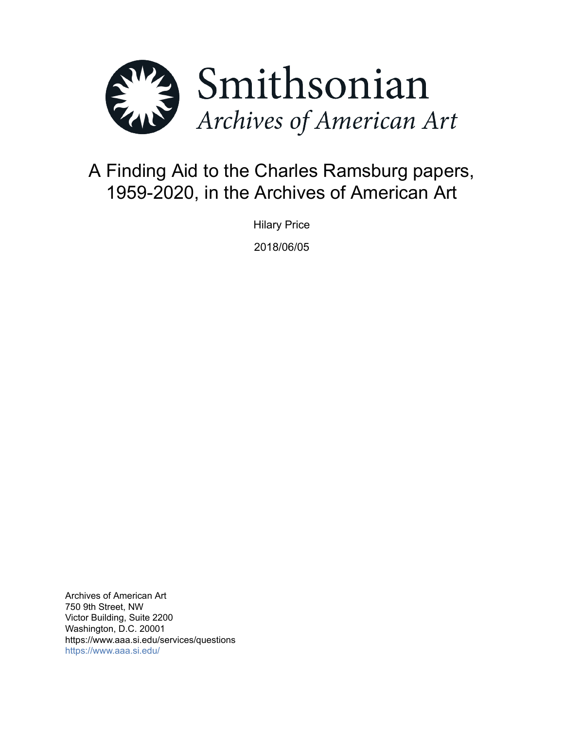Smithsonian

*Archives of American Art*

# A Finding Aid to the Charles Ramsburg papers, 1959-2020, in the Archives of American Art

Hilary Price

2018/06/05

Archives of American Art
750 9th Street, NW
Victor Building, Suite 2200
Washington, D.C. 20001
https://www.aaa.si.edu/services/questions
https://www.aaa.si.edu/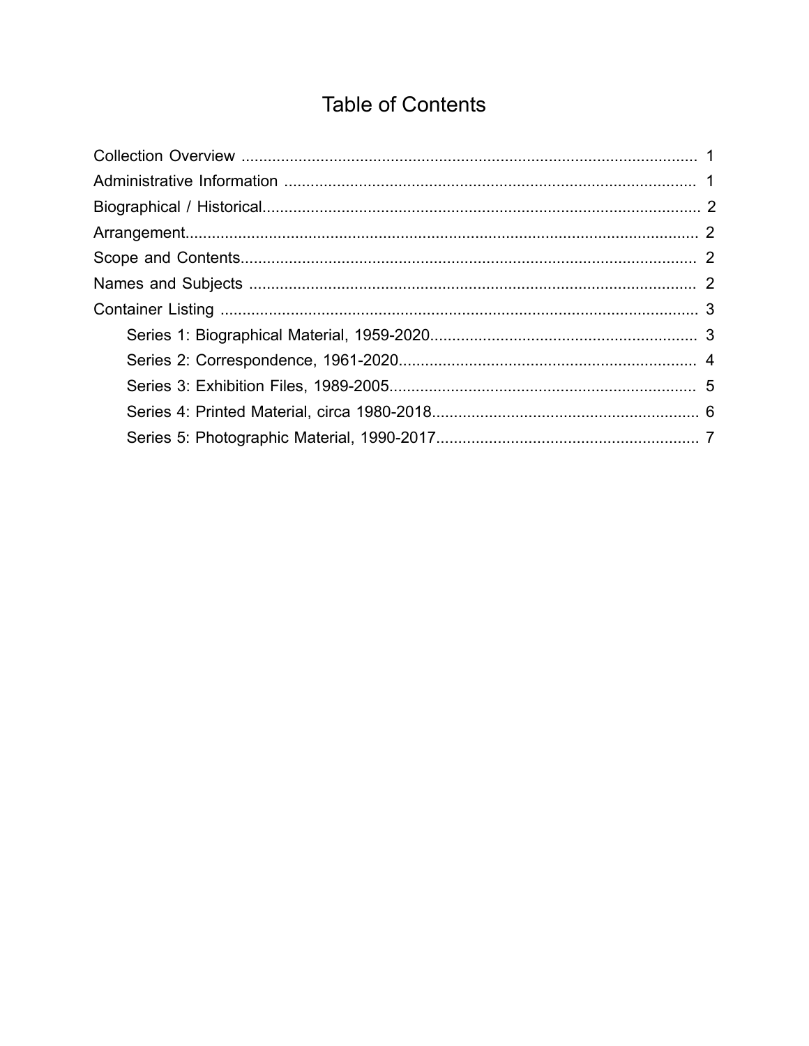# Table of Contents

- Collection Overview ........ 1
- Administrative Information ........ 1
- Biographical / Historical ........ 2
- Arrangement ........ 2
- Scope and Contents ........ 2
- Names and Subjects ........ 2
- Container Listing ........ 3
    - Series 1: Biographical Material, 1959-2020 ........ 3
    - Series 2: Correspondence, 1961-2020 ........ 4
    - Series 3: Exhibition Files, 1989-2005 ........ 5
    - Series 4: Printed Material, circa 1980-2018 ........ 6
    - Series 5: Photographic Material, 1990-2017 ........ 7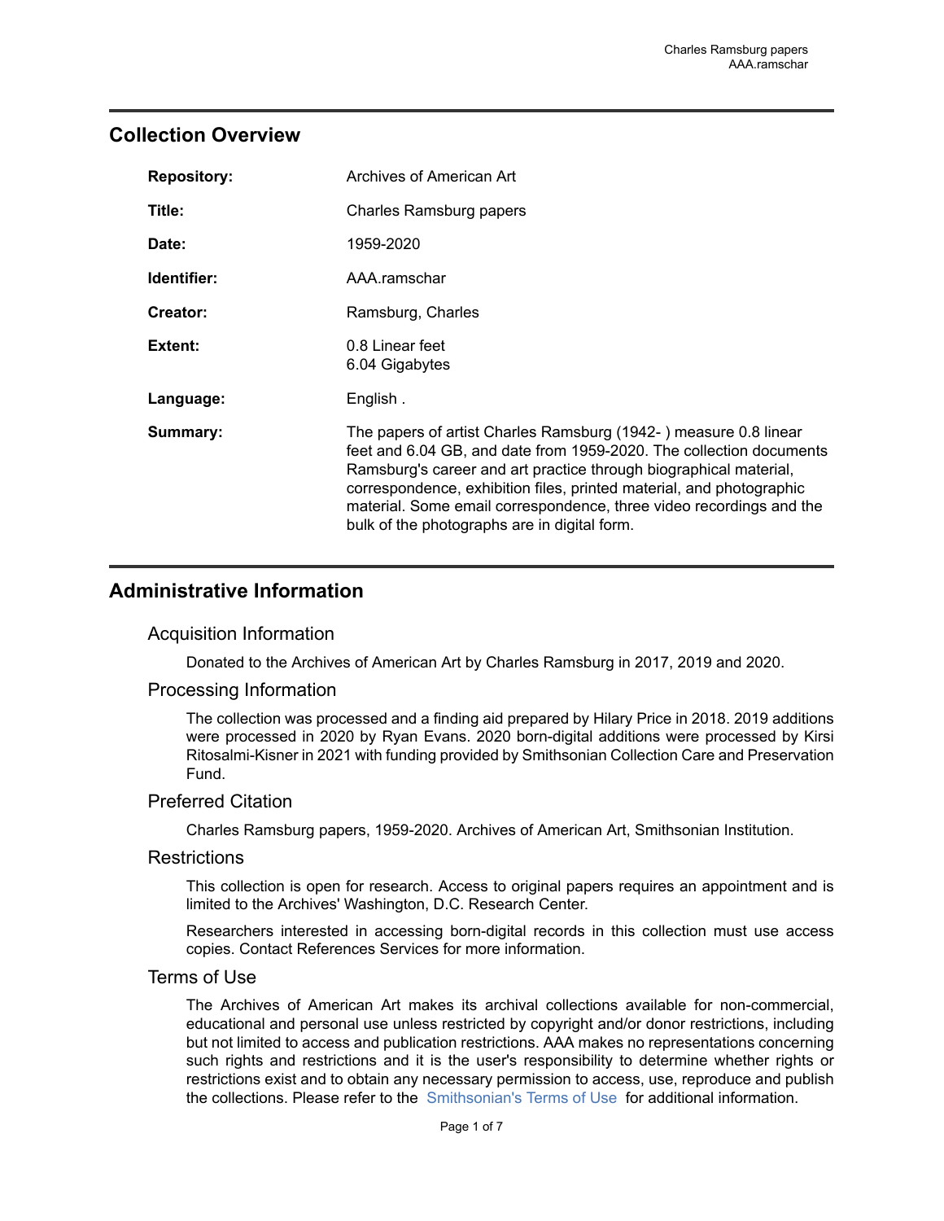## Collection Overview

| | |
|---|---|
| **Repository:** | Archives of American Art |
| **Title:** | Charles Ramsburg papers |
| **Date:** | 1959-2020 |
| **Identifier:** | AAA.ramschar |
| **Creator:** | Ramsburg, Charles |
| **Extent:** | 0.8 Linear feet<br>6.04 Gigabytes |
| **Language:** | English . |
| **Summary:** | The papers of artist Charles Ramsburg (1942- ) measure 0.8 linear feet and 6.04 GB, and date from 1959-2020. The collection documents Ramsburg's career and art practice through biographical material, correspondence, exhibition files, printed material, and photographic material. Some email correspondence, three video recordings and the bulk of the photographs are in digital form. |

## Administrative Information

### Acquisition Information

Donated to the Archives of American Art by Charles Ramsburg in 2017, 2019 and 2020.

### Processing Information

The collection was processed and a finding aid prepared by Hilary Price in 2018. 2019 additions were processed in 2020 by Ryan Evans. 2020 born-digital additions were processed by Kirsi Ritosalmi-Kisner in 2021 with funding provided by Smithsonian Collection Care and Preservation Fund.

### Preferred Citation

Charles Ramsburg papers, 1959-2020. Archives of American Art, Smithsonian Institution.

### Restrictions

This collection is open for research. Access to original papers requires an appointment and is limited to the Archives' Washington, D.C. Research Center.

Researchers interested in accessing born-digital records in this collection must use access copies. Contact References Services for more information.

### Terms of Use

The Archives of American Art makes its archival collections available for non-commercial, educational and personal use unless restricted by copyright and/or donor restrictions, including but not limited to access and publication restrictions. AAA makes no representations concerning such rights and restrictions and it is the user's responsibility to determine whether rights or restrictions exist and to obtain any necessary permission to access, use, reproduce and publish the collections. Please refer to the Smithsonian's Terms of Use for additional information.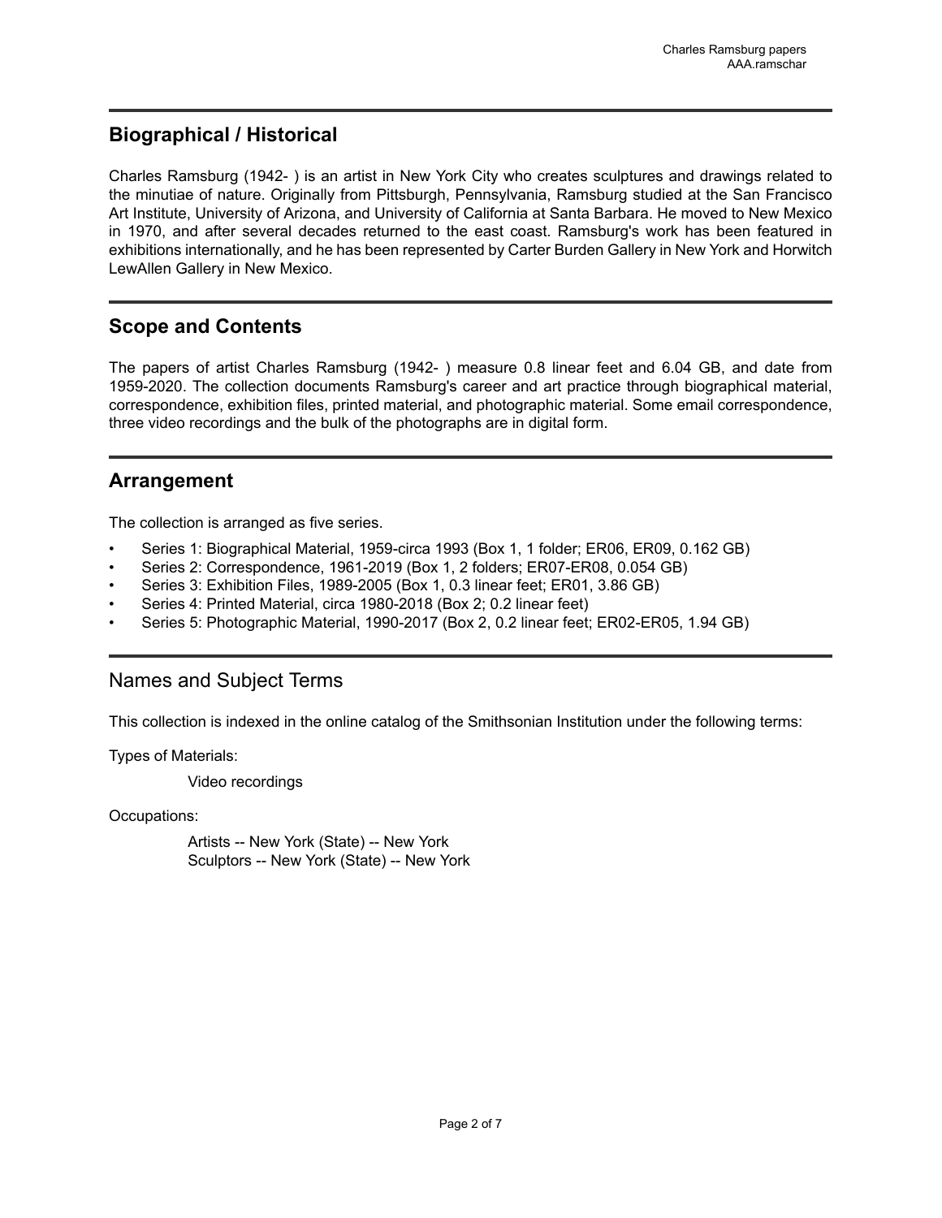## Biographical / Historical

Charles Ramsburg (1942- ) is an artist in New York City who creates sculptures and drawings related to the minutiae of nature. Originally from Pittsburgh, Pennsylvania, Ramsburg studied at the San Francisco Art Institute, University of Arizona, and University of California at Santa Barbara. He moved to New Mexico in 1970, and after several decades returned to the east coast. Ramsburg's work has been featured in exhibitions internationally, and he has been represented by Carter Burden Gallery in New York and Horwitch LewAllen Gallery in New Mexico.

## Scope and Contents

The papers of artist Charles Ramsburg (1942- ) measure 0.8 linear feet and 6.04 GB, and date from 1959-2020. The collection documents Ramsburg's career and art practice through biographical material, correspondence, exhibition files, printed material, and photographic material. Some email correspondence, three video recordings and the bulk of the photographs are in digital form.

## Arrangement

The collection is arranged as five series.

- Series 1: Biographical Material, 1959-circa 1993 (Box 1, 1 folder; ER06, ER09, 0.162 GB)
- Series 2: Correspondence, 1961-2019 (Box 1, 2 folders; ER07-ER08, 0.054 GB)
- Series 3: Exhibition Files, 1989-2005 (Box 1, 0.3 linear feet; ER01, 3.86 GB)
- Series 4: Printed Material, circa 1980-2018 (Box 2; 0.2 linear feet)
- Series 5: Photographic Material, 1990-2017 (Box 2, 0.2 linear feet; ER02-ER05, 1.94 GB)

## Names and Subject Terms

This collection is indexed in the online catalog of the Smithsonian Institution under the following terms:

Types of Materials:

Video recordings

Occupations:

Artists -- New York (State) -- New York
Sculptors -- New York (State) -- New York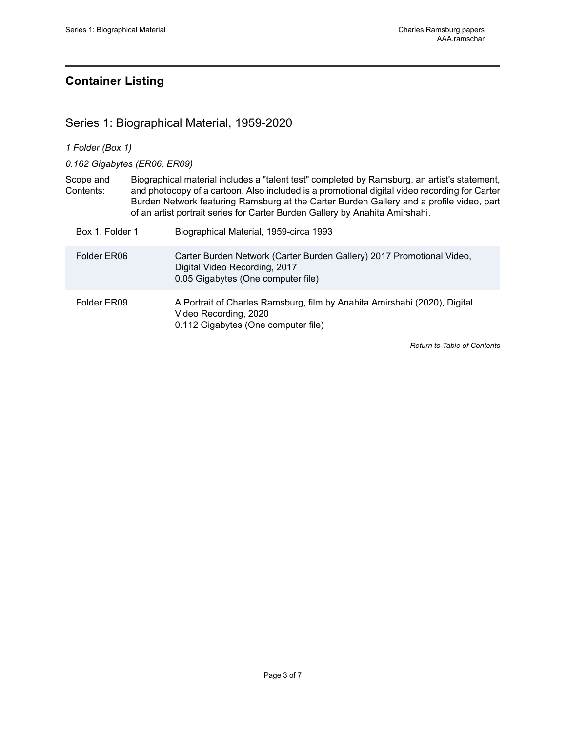## Container Listing

### Series 1: Biographical Material, 1959-2020

*1 Folder (Box 1)*

*0.162 Gigabytes (ER06, ER09)*

Scope and Contents: Biographical material includes a "talent test" completed by Ramsburg, an artist's statement, and photocopy of a cartoon. Also included is a promotional digital video recording for Carter Burden Network featuring Ramsburg at the Carter Burden Gallery and a profile video, part of an artist portrait series for Carter Burden Gallery by Anahita Amirshahi.

| | |
|---|---|
| Box 1, Folder 1 | Biographical Material, 1959-circa 1993 |
| Folder ER06 | Carter Burden Network (Carter Burden Gallery) 2017 Promotional Video, Digital Video Recording, 2017<br>0.05 Gigabytes (One computer file) |
| Folder ER09 | A Portrait of Charles Ramsburg, film by Anahita Amirshahi (2020), Digital Video Recording, 2020<br>0.112 Gigabytes (One computer file) |

*Return to Table of Contents*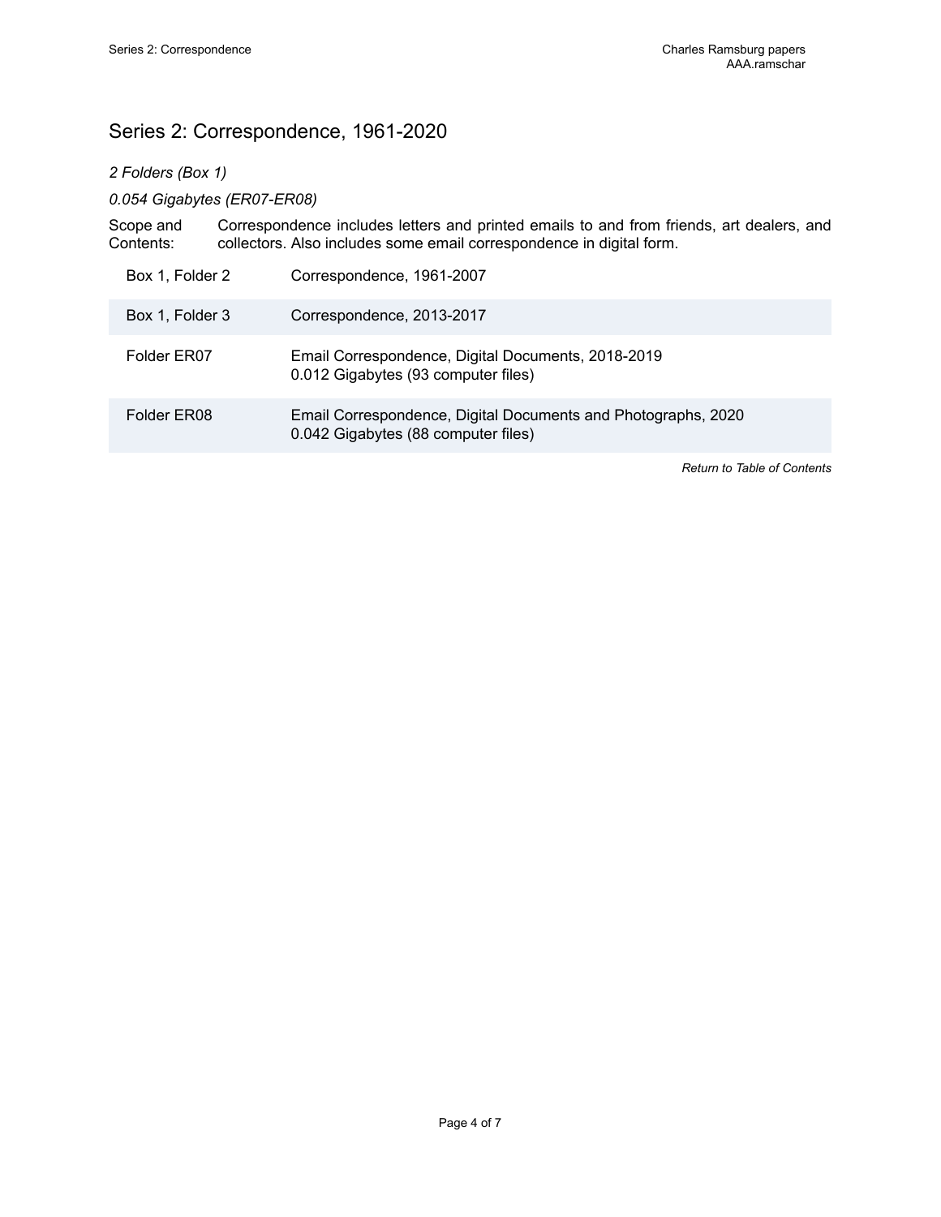## Series 2: Correspondence, 1961-2020

*2 Folders (Box 1)*

*0.054 Gigabytes (ER07-ER08)*

Scope and Contents: Correspondence includes letters and printed emails to and from friends, art dealers, and collectors. Also includes some email correspondence in digital form.

| | |
|---|---|
| Box 1, Folder 2 | Correspondence, 1961-2007 |
| Box 1, Folder 3 | Correspondence, 2013-2017 |
| Folder ER07 | Email Correspondence, Digital Documents, 2018-2019<br>0.012 Gigabytes (93 computer files) |
| Folder ER08 | Email Correspondence, Digital Documents and Photographs, 2020<br>0.042 Gigabytes (88 computer files) |

*Return to Table of Contents*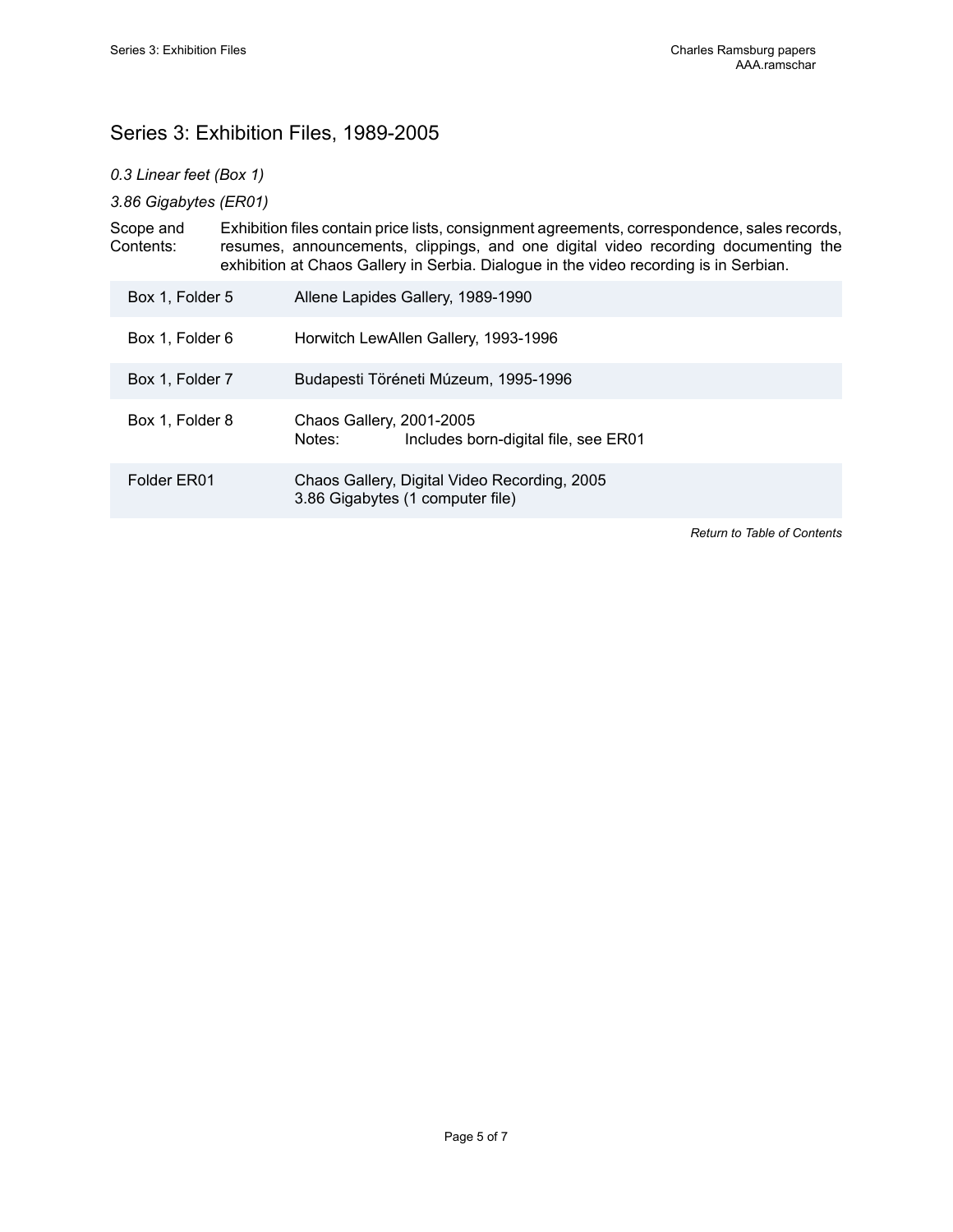## Series 3: Exhibition Files, 1989-2005

*0.3 Linear feet (Box 1)*

*3.86 Gigabytes (ER01)*

Scope and Contents: Exhibition files contain price lists, consignment agreements, correspondence, sales records, resumes, announcements, clippings, and one digital video recording documenting the exhibition at Chaos Gallery in Serbia. Dialogue in the video recording is in Serbian.

| | |
|---|---|
| Box 1, Folder 5 | Allene Lapides Gallery, 1989-1990 |
| Box 1, Folder 6 | Horwitch LewAllen Gallery, 1993-1996 |
| Box 1, Folder 7 | Budapesti Töréneti Múzeum, 1995-1996 |
| Box 1, Folder 8 | Chaos Gallery, 2001-2005<br>Notes: Includes born-digital file, see ER01 |
| Folder ER01 | Chaos Gallery, Digital Video Recording, 2005<br>3.86 Gigabytes (1 computer file) |

*Return to Table of Contents*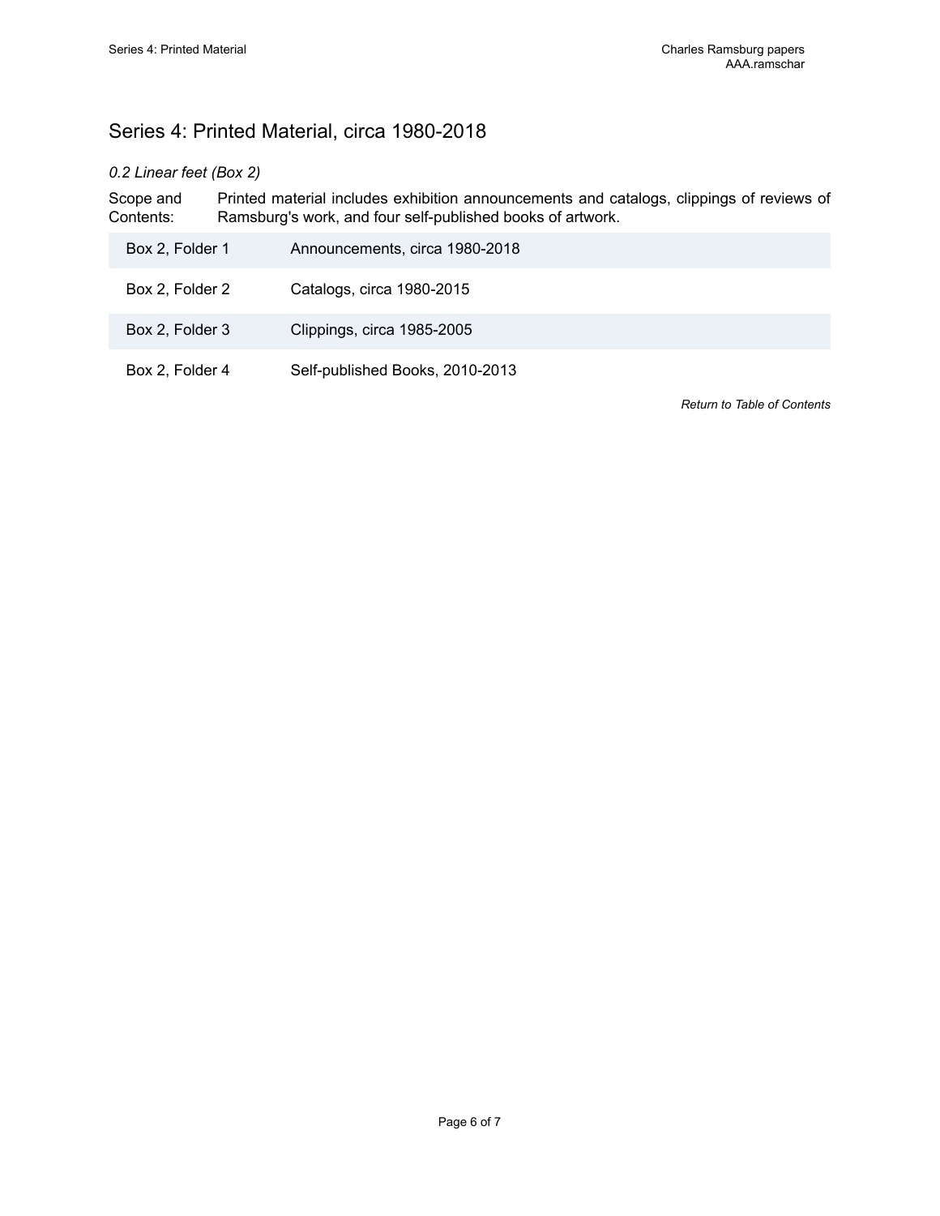## Series 4: Printed Material, circa 1980-2018

*0.2 Linear feet (Box 2)*

Scope and Contents: Printed material includes exhibition announcements and catalogs, clippings of reviews of Ramsburg's work, and four self-published books of artwork.

| | |
|---|---|
| Box 2, Folder 1 | Announcements, circa 1980-2018 |
| Box 2, Folder 2 | Catalogs, circa 1980-2015 |
| Box 2, Folder 3 | Clippings, circa 1985-2005 |
| Box 2, Folder 4 | Self-published Books, 2010-2013 |

*Return to Table of Contents*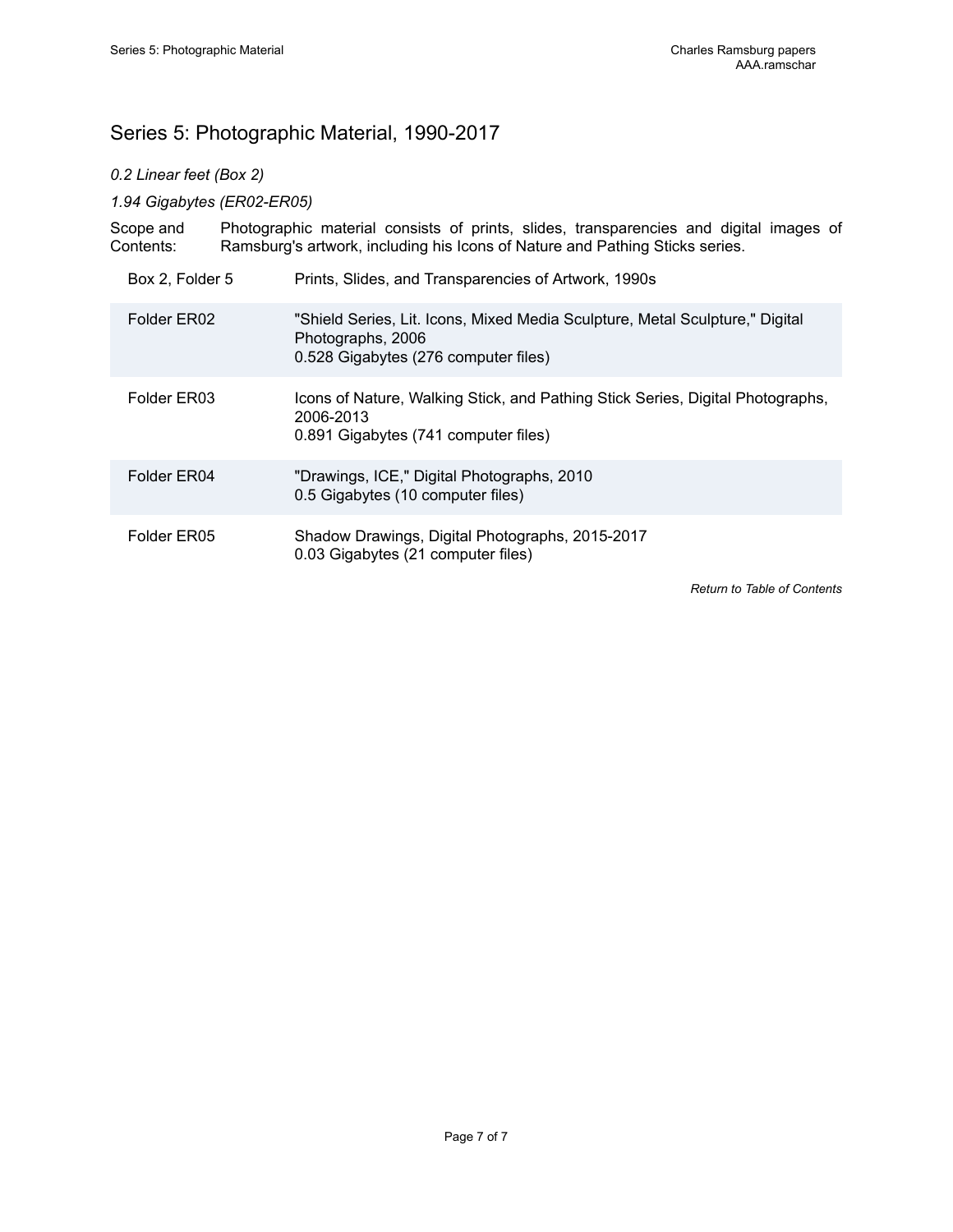## Series 5: Photographic Material, 1990-2017

*0.2 Linear feet (Box 2)*

*1.94 Gigabytes (ER02-ER05)*

Scope and Contents: Photographic material consists of prints, slides, transparencies and digital images of Ramsburg's artwork, including his Icons of Nature and Pathing Sticks series.

| | |
|---|---|
| Box 2, Folder 5 | Prints, Slides, and Transparencies of Artwork, 1990s |
| Folder ER02 | "Shield Series, Lit. Icons, Mixed Media Sculpture, Metal Sculpture," Digital Photographs, 2006<br>0.528 Gigabytes (276 computer files) |
| Folder ER03 | Icons of Nature, Walking Stick, and Pathing Stick Series, Digital Photographs, 2006-2013<br>0.891 Gigabytes (741 computer files) |
| Folder ER04 | "Drawings, ICE," Digital Photographs, 2010<br>0.5 Gigabytes (10 computer files) |
| Folder ER05 | Shadow Drawings, Digital Photographs, 2015-2017<br>0.03 Gigabytes (21 computer files) |

*Return to Table of Contents*